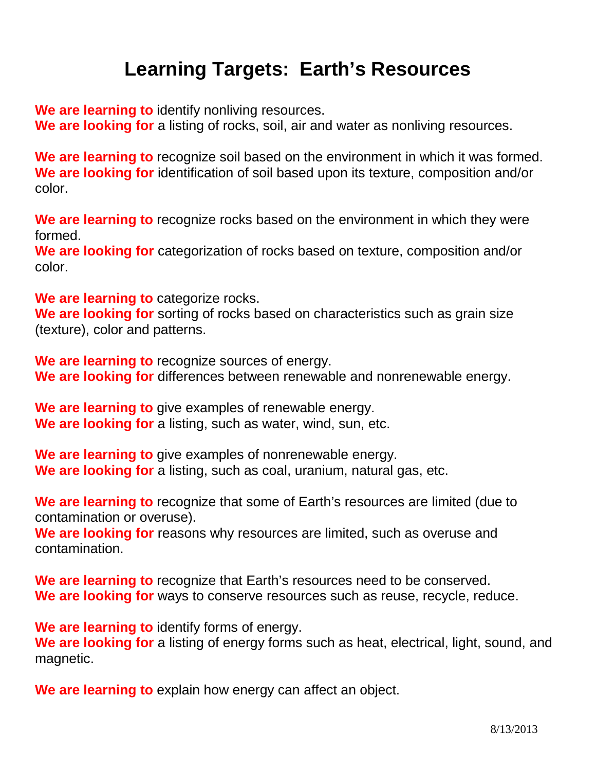# Learning Targets: Earth's Resources

**We are learning to** identify nonliving resources.
**We are looking for** a listing of rocks, soil, air and water as nonliving resources.

**We are learning to** recognize soil based on the environment in which it was formed.
**We are looking for** identification of soil based upon its texture, composition and/or color.

**We are learning to** recognize rocks based on the environment in which they were formed.
**We are looking for** categorization of rocks based on texture, composition and/or color.

**We are learning to** categorize rocks.
**We are looking for** sorting of rocks based on characteristics such as grain size (texture), color and patterns.

**We are learning to** recognize sources of energy.
**We are looking for** differences between renewable and nonrenewable energy.

**We are learning to** give examples of renewable energy.
**We are looking for** a listing, such as water, wind, sun, etc.

**We are learning to** give examples of nonrenewable energy.
**We are looking for** a listing, such as coal, uranium, natural gas, etc.

**We are learning to** recognize that some of Earth's resources are limited (due to contamination or overuse).
**We are looking for** reasons why resources are limited, such as overuse and contamination.

**We are learning to** recognize that Earth's resources need to be conserved.
**We are looking for** ways to conserve resources such as reuse, recycle, reduce.

**We are learning to** identify forms of energy.
**We are looking for** a listing of energy forms such as heat, electrical, light, sound, and magnetic.

**We are learning to** explain how energy can affect an object.

8/13/2013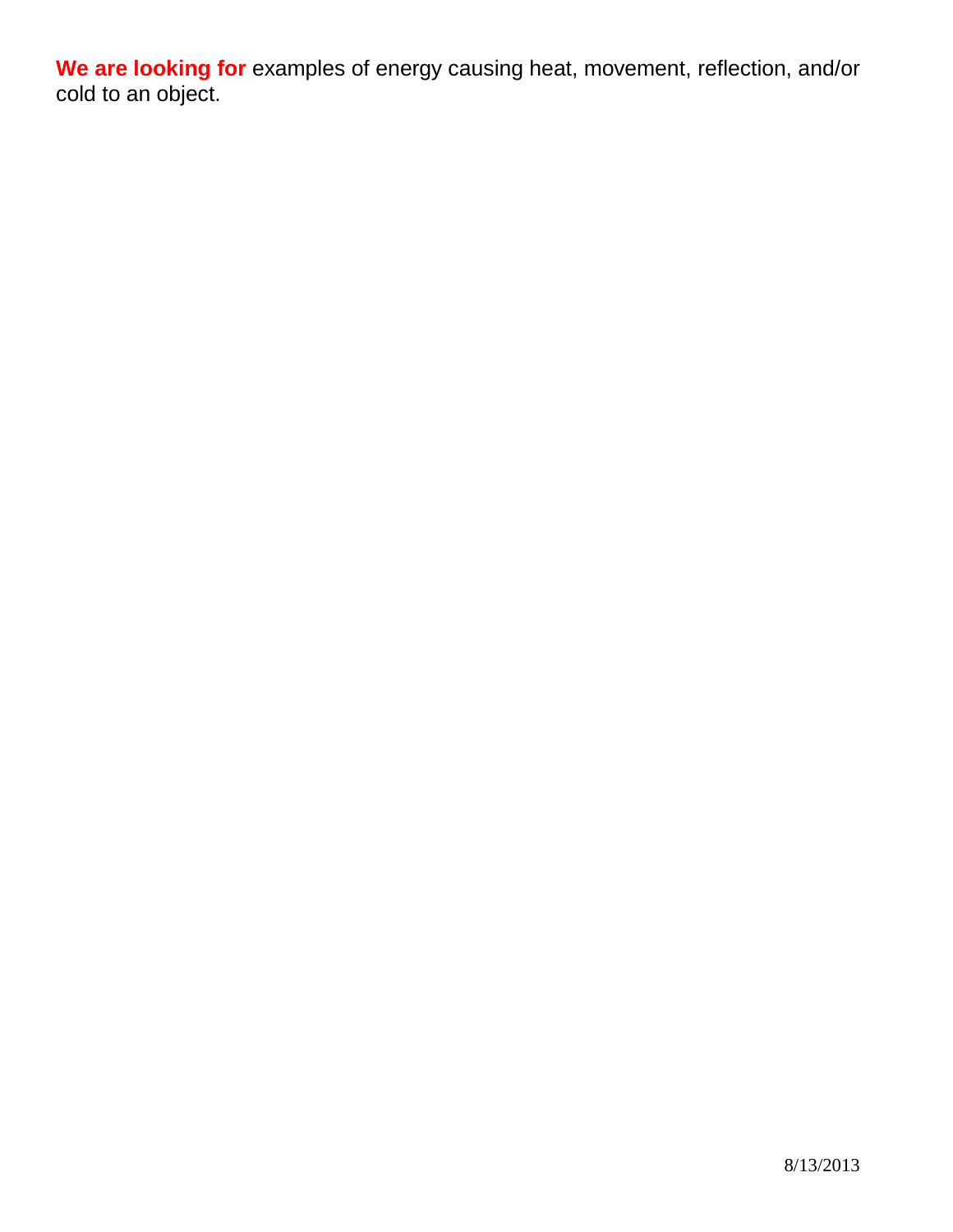**We are looking for** examples of energy causing heat, movement, reflection, and/or cold to an object.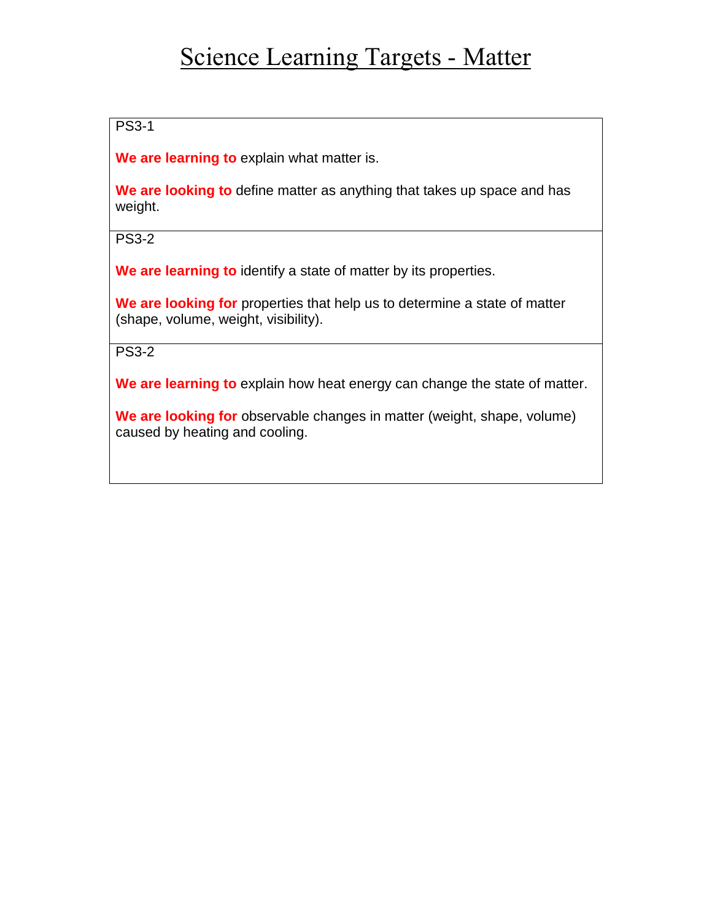# Science Learning Targets - Matter

| PS3-1<br><br>**We are learning to** explain what matter is.<br><br>**We are looking to** define matter as anything that takes up space and has weight. |
|---|
| PS3-2<br><br>**We are learning to** identify a state of matter by its properties.<br><br>**We are looking for** properties that help us to determine a state of matter (shape, volume, weight, visibility). |
| PS3-2<br><br>**We are learning to** explain how heat energy can change the state of matter.<br><br>**We are looking for** observable changes in matter (weight, shape, volume) caused by heating and cooling. |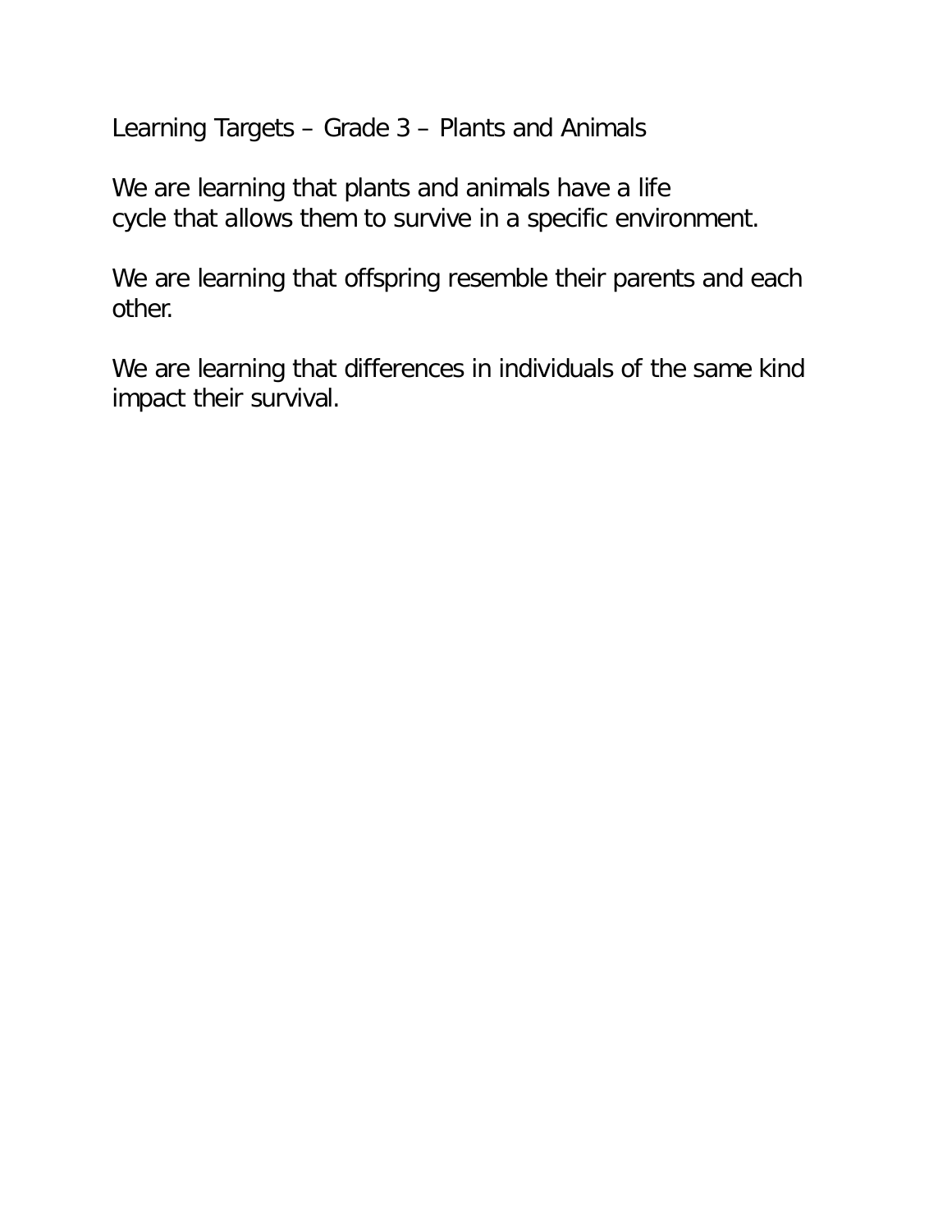Learning Targets – Grade 3 – Plants and Animals

We are learning that plants and animals have a life cycle that allows them to survive in a specific environment.

We are learning that offspring resemble their parents and each other.

We are learning that differences in individuals of the same kind impact their survival.